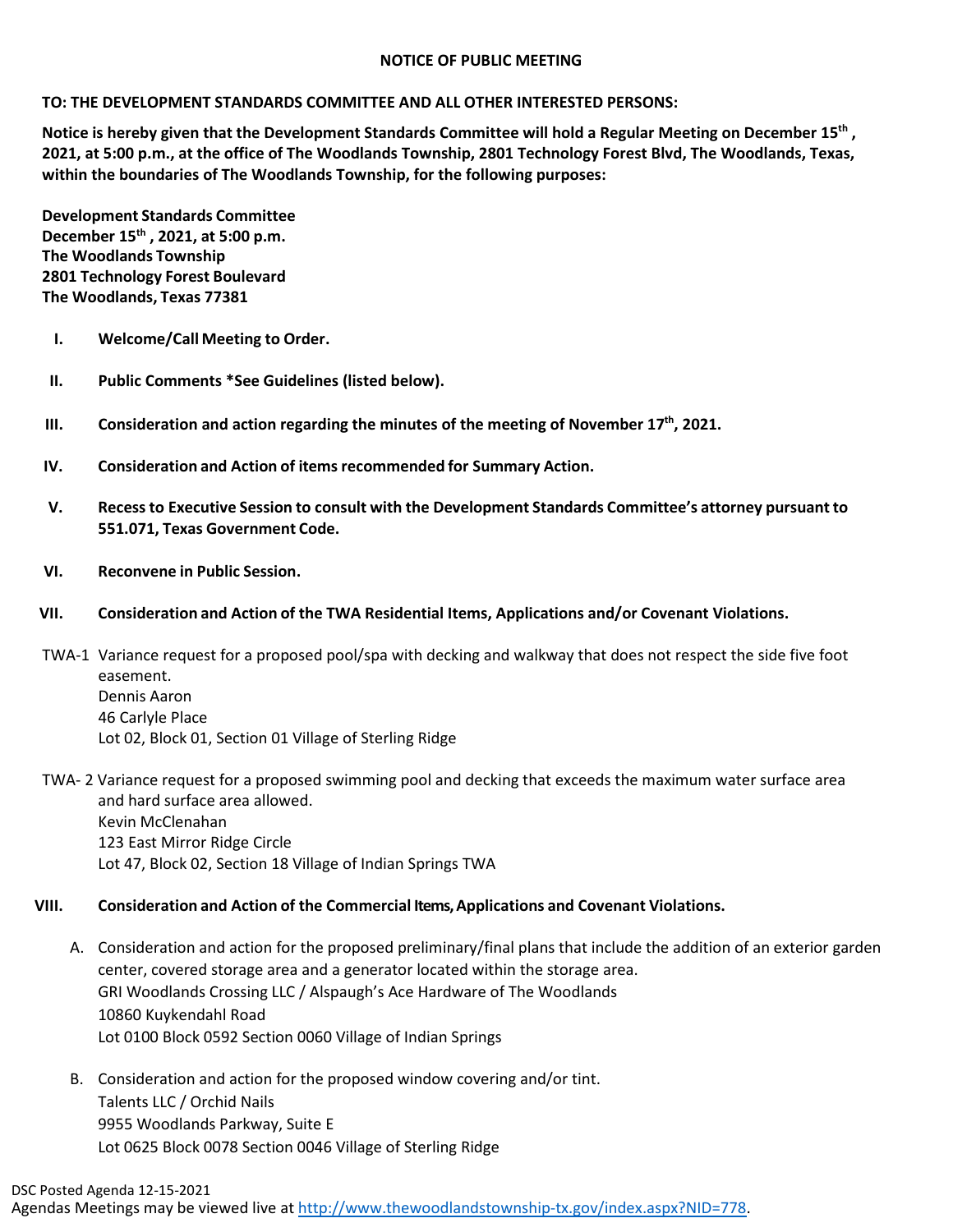# NOTICE OF PUBLIC MEETING

**TO: THE DEVELOPMENT STANDARDS COMMITTEE AND ALL OTHER INTERESTED PERSONS:**

**Notice is hereby given that the Development Standards Committee will hold a Regular Meeting on December 15th , 2021, at 5:00 p.m., at the office of The Woodlands Township, 2801 Technology Forest Blvd, The Woodlands, Texas, within the boundaries of The Woodlands Township, for the following purposes:**

**Development Standards Committee**
**December 15th , 2021, at 5:00 p.m.**
**The Woodlands Township**
**2801 Technology Forest Boulevard**
**The Woodlands, Texas 77381**

- **I. Welcome/Call Meeting to Order.**
- **II. Public Comments *See Guidelines (listed below).**
- **III. Consideration and action regarding the minutes of the meeting of November 17th, 2021.**
- **IV. Consideration and Action of items recommended for Summary Action.**
- **V. Recess to Executive Session to consult with the Development Standards Committee's attorney pursuant to 551.071, Texas Government Code.**
- **VI. Reconvene in Public Session.**
- **VII. Consideration and Action of the TWA Residential Items, Applications and/or Covenant Violations.**

TWA-1 Variance request for a proposed pool/spa with decking and walkway that does not respect the side five foot easement.
Dennis Aaron
46 Carlyle Place
Lot 02, Block 01, Section 01 Village of Sterling Ridge

TWA- 2 Variance request for a proposed swimming pool and decking that exceeds the maximum water surface area and hard surface area allowed.
Kevin McClenahan
123 East Mirror Ridge Circle
Lot 47, Block 02, Section 18 Village of Indian Springs TWA

- **VIII. Consideration and Action of the Commercial Items, Applications and Covenant Violations.**

A. Consideration and action for the proposed preliminary/final plans that include the addition of an exterior garden center, covered storage area and a generator located within the storage area.
GRI Woodlands Crossing LLC / Alspaugh's Ace Hardware of The Woodlands
10860 Kuykendahl Road
Lot 0100 Block 0592 Section 0060 Village of Indian Springs

B. Consideration and action for the proposed window covering and/or tint.
Talents LLC / Orchid Nails
9955 Woodlands Parkway, Suite E
Lot 0625 Block 0078 Section 0046 Village of Sterling Ridge

DSC Posted Agenda 12-15-2021
Agendas Meetings may be viewed live at http://www.thewoodlandstownship-tx.gov/index.aspx?NID=778.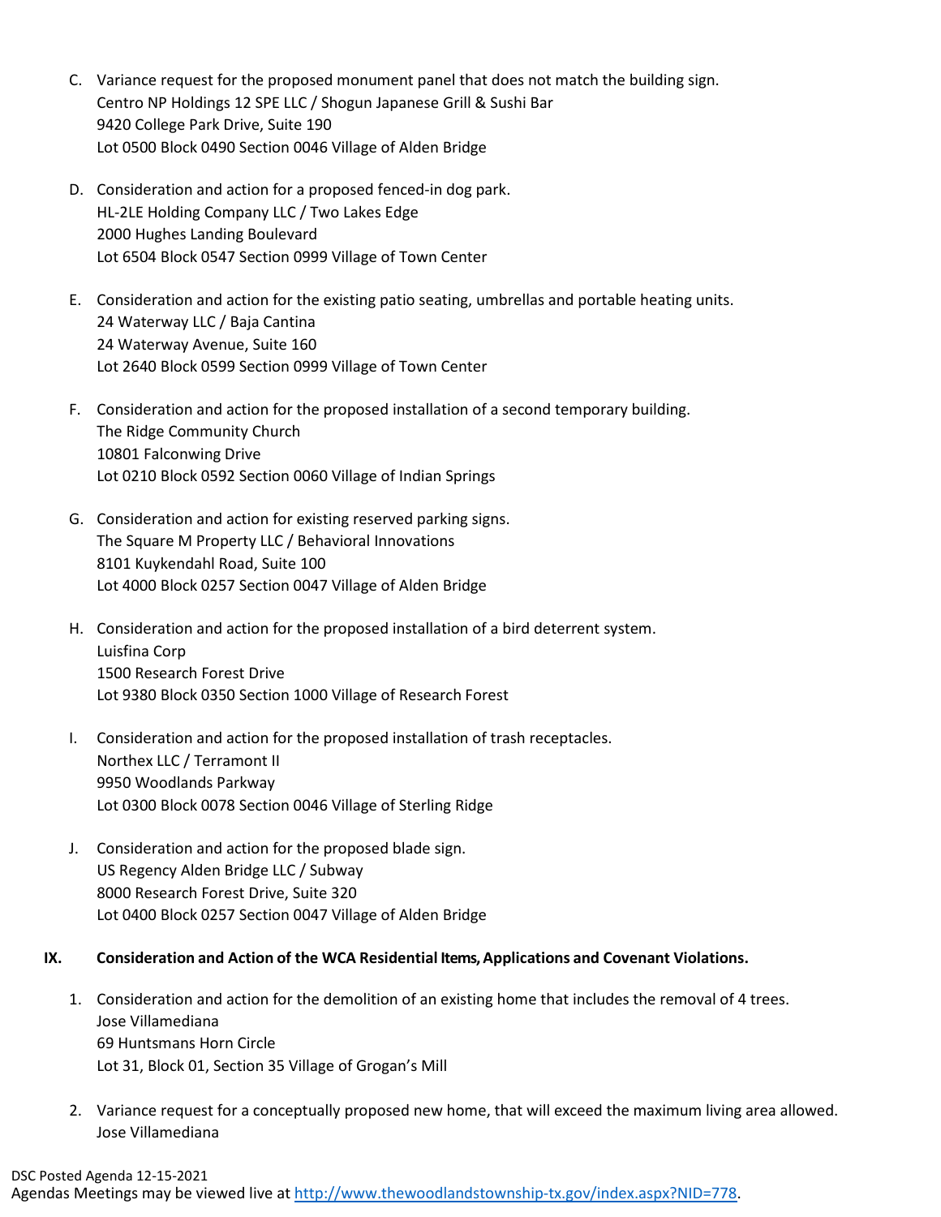C. Variance request for the proposed monument panel that does not match the building sign.
   Centro NP Holdings 12 SPE LLC / Shogun Japanese Grill & Sushi Bar
   9420 College Park Drive, Suite 190
   Lot 0500 Block 0490 Section 0046 Village of Alden Bridge

D. Consideration and action for a proposed fenced-in dog park.
   HL-2LE Holding Company LLC / Two Lakes Edge
   2000 Hughes Landing Boulevard
   Lot 6504 Block 0547 Section 0999 Village of Town Center

E. Consideration and action for the existing patio seating, umbrellas and portable heating units.
   24 Waterway LLC / Baja Cantina
   24 Waterway Avenue, Suite 160
   Lot 2640 Block 0599 Section 0999 Village of Town Center

F. Consideration and action for the proposed installation of a second temporary building.
   The Ridge Community Church
   10801 Falconwing Drive
   Lot 0210 Block 0592 Section 0060 Village of Indian Springs

G. Consideration and action for existing reserved parking signs.
   The Square M Property LLC / Behavioral Innovations
   8101 Kuykendahl Road, Suite 100
   Lot 4000 Block 0257 Section 0047 Village of Alden Bridge

H. Consideration and action for the proposed installation of a bird deterrent system.
   Luisfina Corp
   1500 Research Forest Drive
   Lot 9380 Block 0350 Section 1000 Village of Research Forest

I. Consideration and action for the proposed installation of trash receptacles.
   Northex LLC / Terramont II
   9950 Woodlands Parkway
   Lot 0300 Block 0078 Section 0046 Village of Sterling Ridge

J. Consideration and action for the proposed blade sign.
   US Regency Alden Bridge LLC / Subway
   8000 Research Forest Drive, Suite 320
   Lot 0400 Block 0257 Section 0047 Village of Alden Bridge

**IX. Consideration and Action of the WCA Residential Items, Applications and Covenant Violations.**

1. Consideration and action for the demolition of an existing home that includes the removal of 4 trees.
   Jose Villamediana
   69 Huntsmans Horn Circle
   Lot 31, Block 01, Section 35 Village of Grogan's Mill

2. Variance request for a conceptually proposed new home, that will exceed the maximum living area allowed.
   Jose Villamediana

DSC Posted Agenda 12-15-2021
Agendas Meetings may be viewed live at http://www.thewoodlandstownship-tx.gov/index.aspx?NID=778.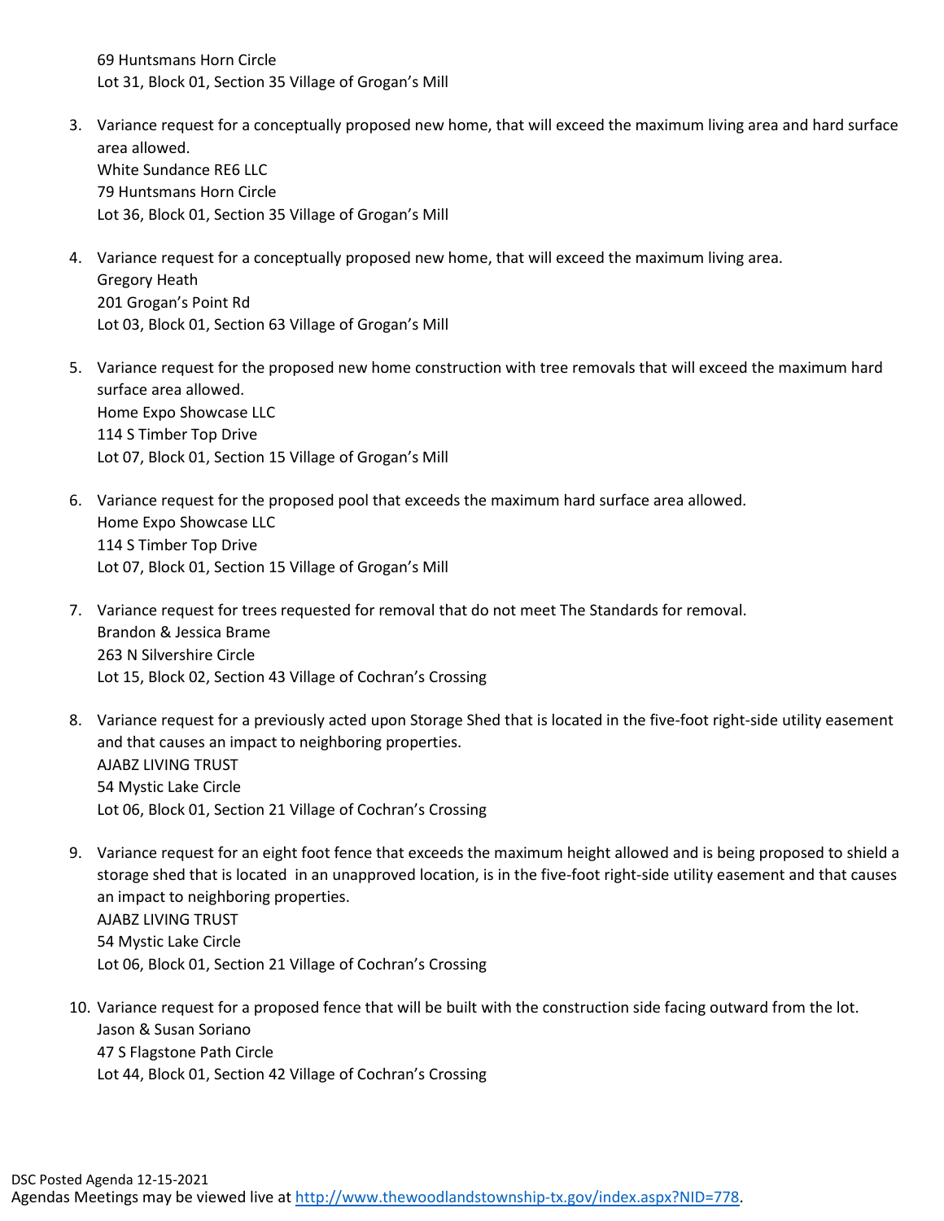69 Huntsmans Horn Circle
Lot 31, Block 01, Section 35 Village of Grogan's Mill

3. Variance request for a conceptually proposed new home, that will exceed the maximum living area and hard surface area allowed.
   White Sundance RE6 LLC
   79 Huntsmans Horn Circle
   Lot 36, Block 01, Section 35 Village of Grogan's Mill

4. Variance request for a conceptually proposed new home, that will exceed the maximum living area.
   Gregory Heath
   201 Grogan's Point Rd
   Lot 03, Block 01, Section 63 Village of Grogan's Mill

5. Variance request for the proposed new home construction with tree removals that will exceed the maximum hard surface area allowed.
   Home Expo Showcase LLC
   114 S Timber Top Drive
   Lot 07, Block 01, Section 15 Village of Grogan's Mill

6. Variance request for the proposed pool that exceeds the maximum hard surface area allowed.
   Home Expo Showcase LLC
   114 S Timber Top Drive
   Lot 07, Block 01, Section 15 Village of Grogan's Mill

7. Variance request for trees requested for removal that do not meet The Standards for removal.
   Brandon & Jessica Brame
   263 N Silvershire Circle
   Lot 15, Block 02, Section 43 Village of Cochran's Crossing

8. Variance request for a previously acted upon Storage Shed that is located in the five-foot right-side utility easement and that causes an impact to neighboring properties.
   AJABZ LIVING TRUST
   54 Mystic Lake Circle
   Lot 06, Block 01, Section 21 Village of Cochran's Crossing

9. Variance request for an eight foot fence that exceeds the maximum height allowed and is being proposed to shield a storage shed that is located in an unapproved location, is in the five-foot right-side utility easement and that causes an impact to neighboring properties.
   AJABZ LIVING TRUST
   54 Mystic Lake Circle
   Lot 06, Block 01, Section 21 Village of Cochran's Crossing

10. Variance request for a proposed fence that will be built with the construction side facing outward from the lot.
    Jason & Susan Soriano
    47 S Flagstone Path Circle
    Lot 44, Block 01, Section 42 Village of Cochran's Crossing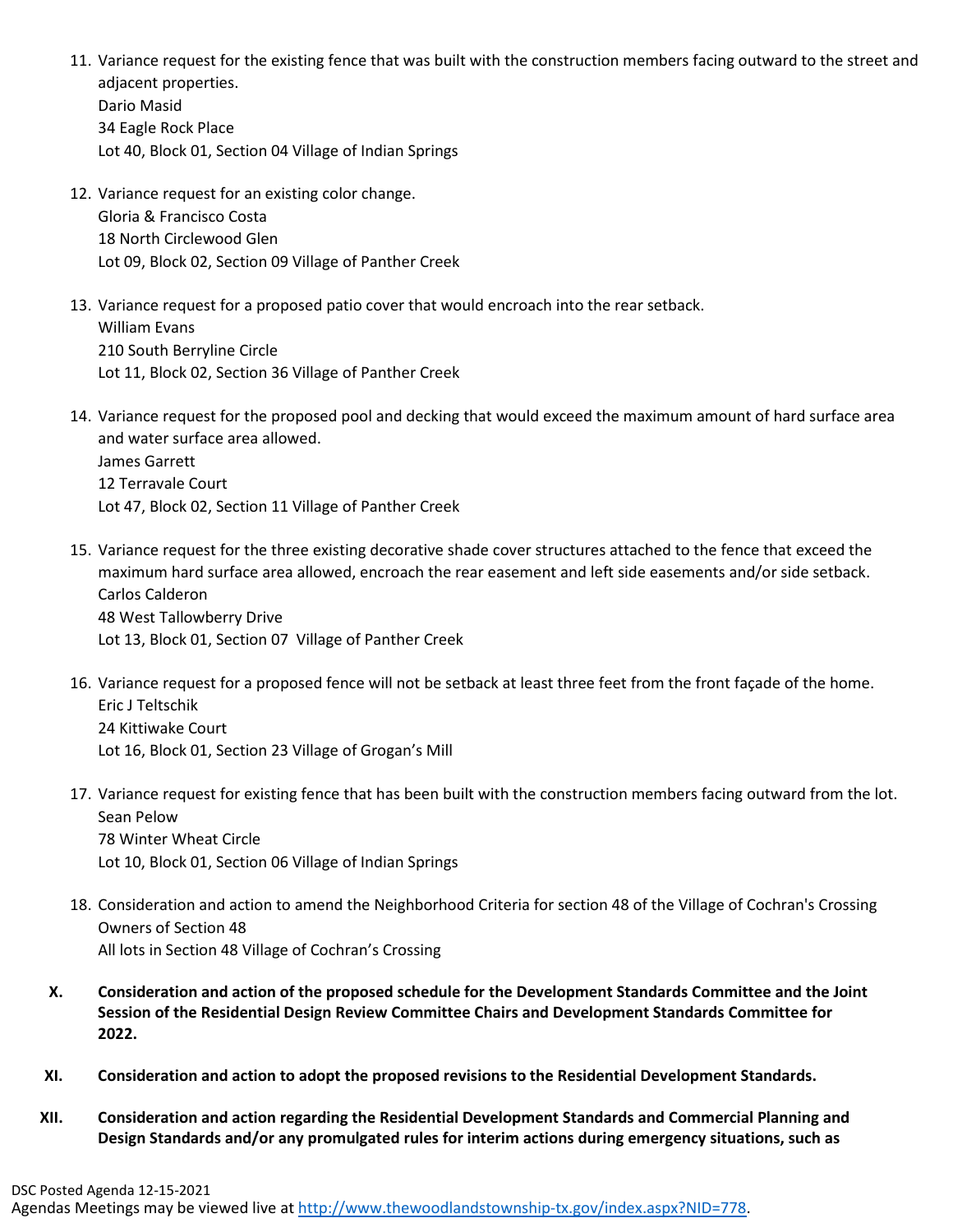11. Variance request for the existing fence that was built with the construction members facing outward to the street and adjacent properties.
    Dario Masid
    34 Eagle Rock Place
    Lot 40, Block 01, Section 04 Village of Indian Springs

12. Variance request for an existing color change.
    Gloria & Francisco Costa
    18 North Circlewood Glen
    Lot 09, Block 02, Section 09 Village of Panther Creek

13. Variance request for a proposed patio cover that would encroach into the rear setback.
    William Evans
    210 South Berryline Circle
    Lot 11, Block 02, Section 36 Village of Panther Creek

14. Variance request for the proposed pool and decking that would exceed the maximum amount of hard surface area and water surface area allowed.
    James Garrett
    12 Terravale Court
    Lot 47, Block 02, Section 11 Village of Panther Creek

15. Variance request for the three existing decorative shade cover structures attached to the fence that exceed the maximum hard surface area allowed, encroach the rear easement and left side easements and/or side setback.
    Carlos Calderon
    48 West Tallowberry Drive
    Lot 13, Block 01, Section 07 Village of Panther Creek

16. Variance request for a proposed fence will not be setback at least three feet from the front façade of the home.
    Eric J Teltschik
    24 Kittiwake Court
    Lot 16, Block 01, Section 23 Village of Grogan's Mill

17. Variance request for existing fence that has been built with the construction members facing outward from the lot.
    Sean Pelow
    78 Winter Wheat Circle
    Lot 10, Block 01, Section 06 Village of Indian Springs

18. Consideration and action to amend the Neighborhood Criteria for section 48 of the Village of Cochran's Crossing
    Owners of Section 48
    All lots in Section 48 Village of Cochran's Crossing

**X. Consideration and action of the proposed schedule for the Development Standards Committee and the Joint Session of the Residential Design Review Committee Chairs and Development Standards Committee for 2022.**

**XI. Consideration and action to adopt the proposed revisions to the Residential Development Standards.**

**XII. Consideration and action regarding the Residential Development Standards and Commercial Planning and Design Standards and/or any promulgated rules for interim actions during emergency situations, such as**

DSC Posted Agenda 12-15-2021
Agendas Meetings may be viewed live at http://www.thewoodlandstownship-tx.gov/index.aspx?NID=778.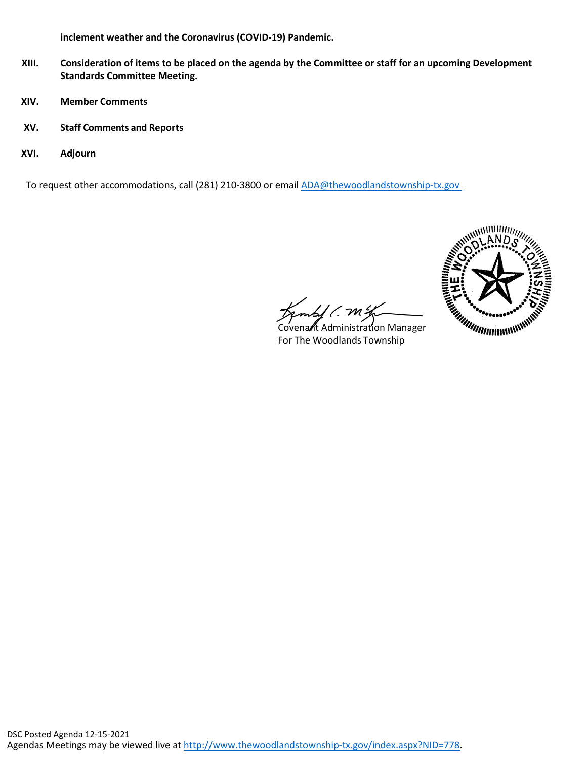**inclement weather and the Coronavirus (COVID-19) Pandemic.**

**XIII. Consideration of items to be placed on the agenda by the Committee or staff for an upcoming Development Standards Committee Meeting.**

**XIV. Member Comments**

**XV. Staff Comments and Reports**

**XVI. Adjourn**

To request other accommodations, call (281) 210-3800 or email ADA@thewoodlandstownship-tx.gov

Covenant Administration Manager
For The Woodlands Township

DSC Posted Agenda 12-15-2021
Agendas Meetings may be viewed live at http://www.thewoodlandstownship-tx.gov/index.aspx?NID=778.